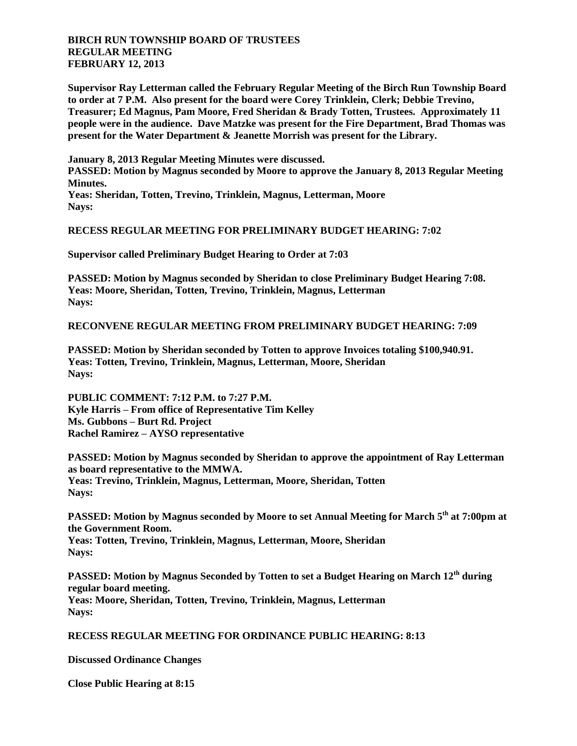**BIRCH RUN TOWNSHIP BOARD OF TRUSTEES**
**REGULAR MEETING**
**FEBRUARY 12, 2013**

**Supervisor Ray Letterman called the February Regular Meeting of the Birch Run Township Board to order at 7 P.M. Also present for the board were Corey Trinklein, Clerk; Debbie Trevino, Treasurer; Ed Magnus, Pam Moore, Fred Sheridan & Brady Totten, Trustees. Approximately 11 people were in the audience. Dave Matzke was present for the Fire Department, Brad Thomas was present for the Water Department & Jeanette Morrish was present for the Library.**

**January 8, 2013 Regular Meeting Minutes were discussed.**
**PASSED: Motion by Magnus seconded by Moore to approve the January 8, 2013 Regular Meeting Minutes.**
**Yeas: Sheridan, Totten, Trevino, Trinklein, Magnus, Letterman, Moore**
**Nays:**

**RECESS REGULAR MEETING FOR PRELIMINARY BUDGET HEARING: 7:02**

**Supervisor called Preliminary Budget Hearing to Order at 7:03**

**PASSED: Motion by Magnus seconded by Sheridan to close Preliminary Budget Hearing 7:08.**
**Yeas: Moore, Sheridan, Totten, Trevino, Trinklein, Magnus, Letterman**
**Nays:**

**RECONVENE REGULAR MEETING FROM PRELIMINARY BUDGET HEARING: 7:09**

**PASSED: Motion by Sheridan seconded by Totten to approve Invoices totaling $100,940.91.**
**Yeas: Totten, Trevino, Trinklein, Magnus, Letterman, Moore, Sheridan**
**Nays:**

**PUBLIC COMMENT: 7:12 P.M. to 7:27 P.M.**
**Kyle Harris – From office of Representative Tim Kelley**
**Ms. Gubbons – Burt Rd. Project**
**Rachel Ramirez – AYSO representative**

**PASSED: Motion by Magnus seconded by Sheridan to approve the appointment of Ray Letterman as board representative to the MMWA.**
**Yeas: Trevino, Trinklein, Magnus, Letterman, Moore, Sheridan, Totten**
**Nays:**

**PASSED: Motion by Magnus seconded by Moore to set Annual Meeting for March 5th at 7:00pm at the Government Room.**
**Yeas: Totten, Trevino, Trinklein, Magnus, Letterman, Moore, Sheridan**
**Nays:**

**PASSED: Motion by Magnus Seconded by Totten to set a Budget Hearing on March 12th during regular board meeting.**
**Yeas: Moore, Sheridan, Totten, Trevino, Trinklein, Magnus, Letterman**
**Nays:**

**RECESS REGULAR MEETING FOR ORDINANCE PUBLIC HEARING: 8:13**

**Discussed Ordinance Changes**

**Close Public Hearing at 8:15**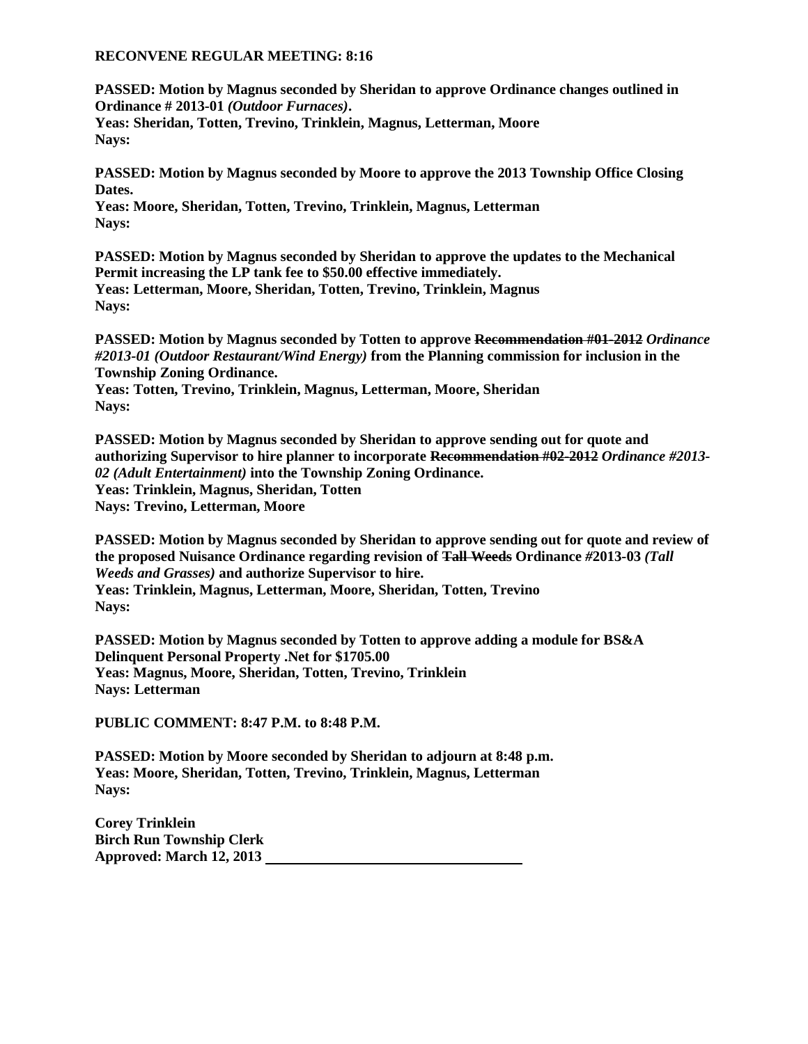**RECONVENE REGULAR MEETING: 8:16**

**PASSED: Motion by Magnus seconded by Sheridan to approve Ordinance changes outlined in Ordinance # 2013-01 *(Outdoor Furnaces)*.**
**Yeas: Sheridan, Totten, Trevino, Trinklein, Magnus, Letterman, Moore**
**Nays:**

**PASSED: Motion by Magnus seconded by Moore to approve the 2013 Township Office Closing Dates.**
**Yeas: Moore, Sheridan, Totten, Trevino, Trinklein, Magnus, Letterman**
**Nays:**

**PASSED: Motion by Magnus seconded by Sheridan to approve the updates to the Mechanical Permit increasing the LP tank fee to $50.00 effective immediately.**
**Yeas: Letterman, Moore, Sheridan, Totten, Trevino, Trinklein, Magnus**
**Nays:**

**PASSED: Motion by Magnus seconded by Totten to approve ~~Recommendation #01-2012~~ *Ordinance #2013-01 (Outdoor Restaurant/Wind Energy)* from the Planning commission for inclusion in the Township Zoning Ordinance.**
**Yeas: Totten, Trevino, Trinklein, Magnus, Letterman, Moore, Sheridan**
**Nays:**

**PASSED: Motion by Magnus seconded by Sheridan to approve sending out for quote and authorizing Supervisor to hire planner to incorporate ~~Recommendation #02-2012~~ *Ordinance #2013-02 (Adult Entertainment)* into the Township Zoning Ordinance.**
**Yeas: Trinklein, Magnus, Sheridan, Totten**
**Nays: Trevino, Letterman, Moore**

**PASSED: Motion by Magnus seconded by Sheridan to approve sending out for quote and review of the proposed Nuisance Ordinance regarding revision of ~~Tall Weeds~~ Ordinance #2013-03 *(Tall Weeds and Grasses)* and authorize Supervisor to hire.**
**Yeas: Trinklein, Magnus, Letterman, Moore, Sheridan, Totten, Trevino**
**Nays:**

**PASSED: Motion by Magnus seconded by Totten to approve adding a module for BS&A Delinquent Personal Property .Net for $1705.00**
**Yeas: Magnus, Moore, Sheridan, Totten, Trevino, Trinklein**
**Nays: Letterman**

**PUBLIC COMMENT: 8:47 P.M. to 8:48 P.M.**

**PASSED: Motion by Moore seconded by Sheridan to adjourn at 8:48 p.m.**
**Yeas: Moore, Sheridan, Totten, Trevino, Trinklein, Magnus, Letterman**
**Nays:**

**Corey Trinklein**
**Birch Run Township Clerk**
**Approved: March 12, 2013** ______________________________